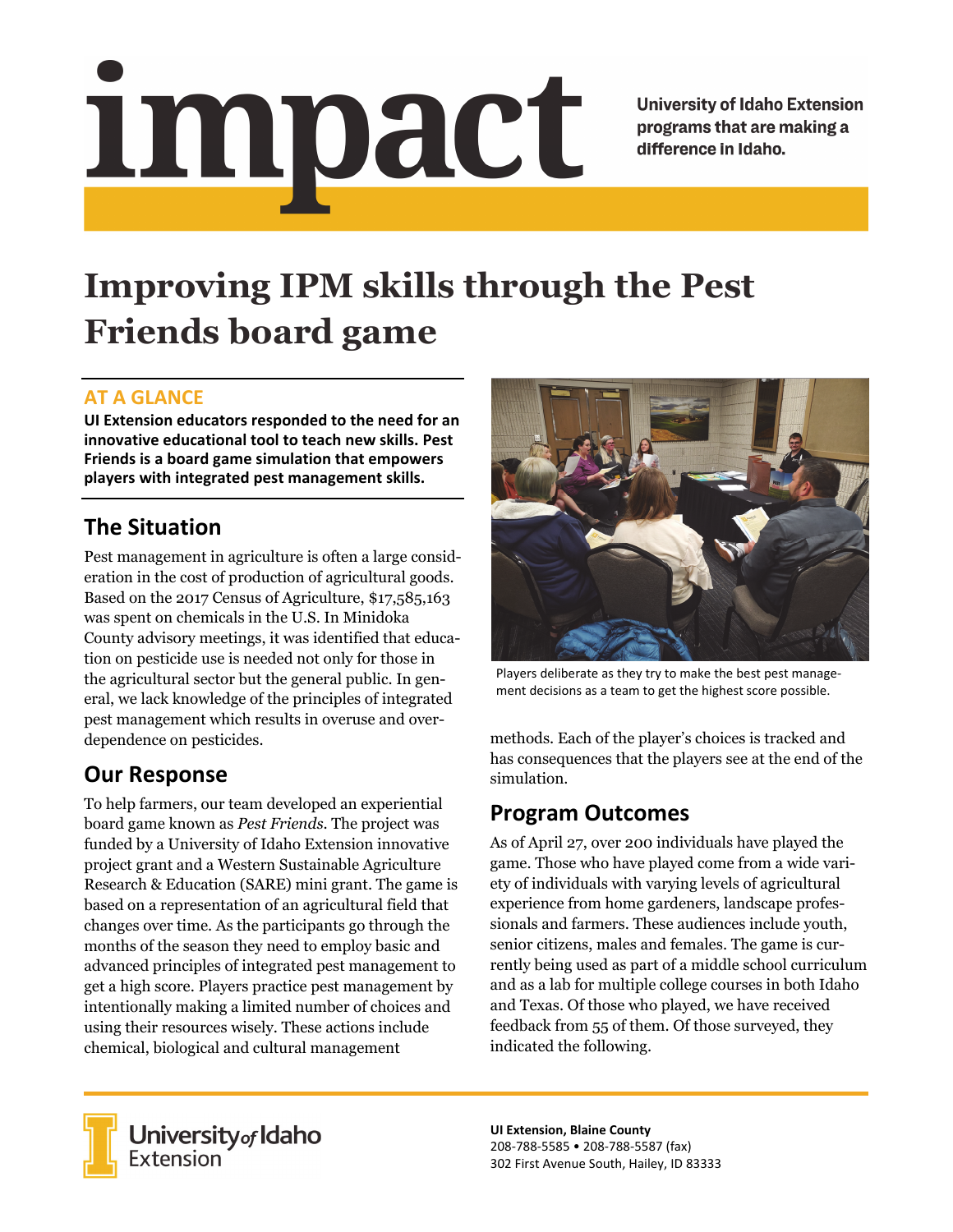# impact

University of Idaho Extension programs that are making a difference in Idaho.

# Improving IPM skills through the Pest Friends board game

## AT A GLANCE

**UI Extension educators responded to the need for an innovative educational tool to teach new skills. Pest Friends is a board game simulation that empowers players with integrated pest management skills.**

## The Situation

Pest management in agriculture is often a large consideration in the cost of production of agricultural goods. Based on the 2017 Census of Agriculture, $17,585,163 was spent on chemicals in the U.S. In Minidoka County advisory meetings, it was identified that education on pesticide use is needed not only for those in the agricultural sector but the general public. In general, we lack knowledge of the principles of integrated pest management which results in overuse and overdependence on pesticides.

## Our Response

To help farmers, our team developed an experiential board game known as *Pest Friends*. The project was funded by a University of Idaho Extension innovative project grant and a Western Sustainable Agriculture Research & Education (SARE) mini grant. The game is based on a representation of an agricultural field that changes over time. As the participants go through the months of the season they need to employ basic and advanced principles of integrated pest management to get a high score. Players practice pest management by intentionally making a limited number of choices and using their resources wisely. These actions include chemical, biological and cultural management methods. Each of the player's choices is tracked and has consequences that the players see at the end of the simulation.

Players deliberate as they try to make the best pest management decisions as a team to get the highest score possible.

## Program Outcomes

As of April 27, over 200 individuals have played the game. Those who have played come from a wide variety of individuals with varying levels of agricultural experience from home gardeners, landscape professionals and farmers. These audiences include youth, senior citizens, males and females. The game is currently being used as part of a middle school curriculum and as a lab for multiple college courses in both Idaho and Texas. Of those who played, we have received feedback from 55 of them. Of those surveyed, they indicated the following.

University of Idaho Extension

**UI Extension, Blaine County**
208-788-5585 • 208-788-5587 (fax)
302 First Avenue South, Hailey, ID 83333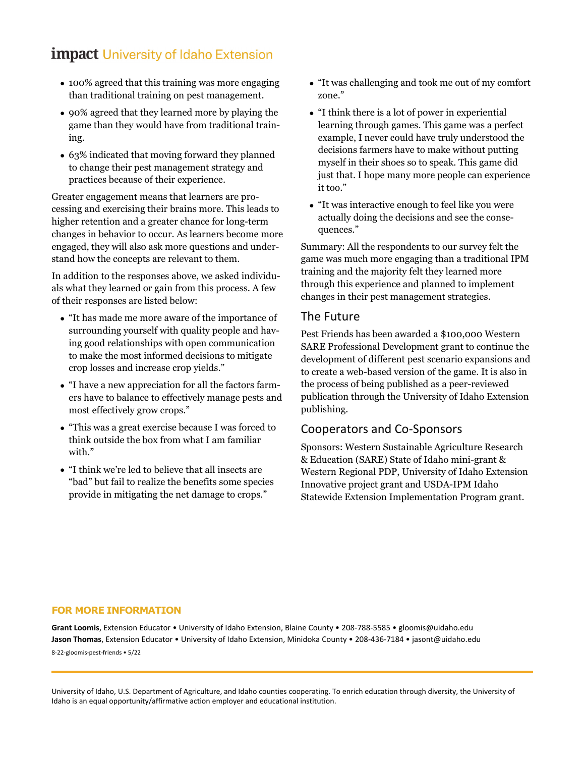- 100% agreed that this training was more engaging than traditional training on pest management.
- 90% agreed that they learned more by playing the game than they would have from traditional training.
- 63% indicated that moving forward they planned to change their pest management strategy and practices because of their experience.

Greater engagement means that learners are processing and exercising their brains more. This leads to higher retention and a greater chance for long-term changes in behavior to occur. As learners become more engaged, they will also ask more questions and understand how the concepts are relevant to them.

In addition to the responses above, we asked individuals what they learned or gain from this process. A few of their responses are listed below:

- "It has made me more aware of the importance of surrounding yourself with quality people and having good relationships with open communication to make the most informed decisions to mitigate crop losses and increase crop yields."
- "I have a new appreciation for all the factors farmers have to balance to effectively manage pests and most effectively grow crops."
- "This was a great exercise because I was forced to think outside the box from what I am familiar with."
- "I think we're led to believe that all insects are "bad" but fail to realize the benefits some species provide in mitigating the net damage to crops."
- "It was challenging and took me out of my comfort zone."
- "I think there is a lot of power in experiential learning through games. This game was a perfect example, I never could have truly understood the decisions farmers have to make without putting myself in their shoes so to speak. This game did just that. I hope many more people can experience it too."
- "It was interactive enough to feel like you were actually doing the decisions and see the consequences."

Summary: All the respondents to our survey felt the game was much more engaging than a traditional IPM training and the majority felt they learned more through this experience and planned to implement changes in their pest management strategies.

## The Future

Pest Friends has been awarded a $100,000 Western SARE Professional Development grant to continue the development of different pest scenario expansions and to create a web-based version of the game. It is also in the process of being published as a peer-reviewed publication through the University of Idaho Extension publishing.

## Cooperators and Co-Sponsors

Sponsors: Western Sustainable Agriculture Research & Education (SARE) State of Idaho mini-grant & Western Regional PDP, University of Idaho Extension Innovative project grant and USDA-IPM Idaho Statewide Extension Implementation Program grant.

**FOR MORE INFORMATION**

**Grant Loomis**, Extension Educator • University of Idaho Extension, Blaine County • 208-788-5585 • gloomis@uidaho.edu
**Jason Thomas**, Extension Educator • University of Idaho Extension, Minidoka County • 208-436-7184 • jasont@uidaho.edu

8-22-gloomis-pest-friends • 5/22

University of Idaho, U.S. Department of Agriculture, and Idaho counties cooperating. To enrich education through diversity, the University of Idaho is an equal opportunity/affirmative action employer and educational institution.